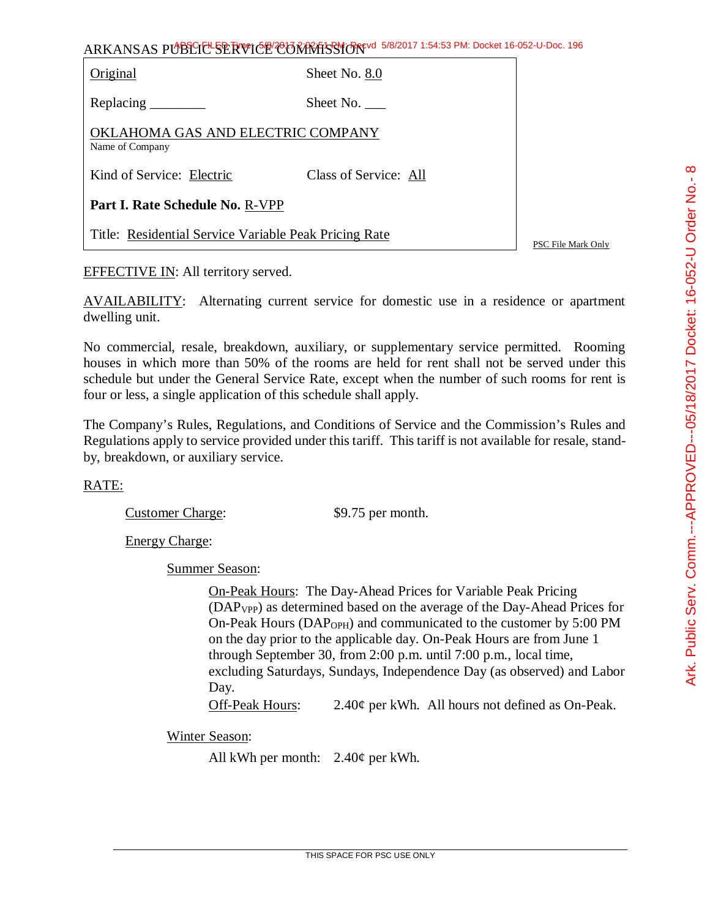ARKANSAS PUBLIC SERVICE COMMISSION

| Original | Sheet No. 8.0 |
|---|---|
| Replacing ________ | Sheet No. ___ |
| OKLAHOMA GAS AND ELECTRIC COMPANY<br>Name of Company | |
| Kind of Service: Electric | Class of Service: All |
| **Part I. Rate Schedule No.** R-VPP | |
| Title: Residential Service Variable Peak Pricing Rate | |

PSC File Mark Only

EFFECTIVE IN: All territory served.

AVAILABILITY: Alternating current service for domestic use in a residence or apartment dwelling unit.

No commercial, resale, breakdown, auxiliary, or supplementary service permitted. Rooming houses in which more than 50% of the rooms are held for rent shall not be served under this schedule but under the General Service Rate, except when the number of such rooms for rent is four or less, a single application of this schedule shall apply.

The Company's Rules, Regulations, and Conditions of Service and the Commission's Rules and Regulations apply to service provided under this tariff. This tariff is not available for resale, stand-by, breakdown, or auxiliary service.

RATE:

Customer Charge: $9.75 per month.

Energy Charge:

Summer Season:

On-Peak Hours: The Day-Ahead Prices for Variable Peak Pricing ($DAP_{VPP}$) as determined based on the average of the Day-Ahead Prices for On-Peak Hours ($DAP_{OPH}$) and communicated to the customer by 5:00 PM on the day prior to the applicable day. On-Peak Hours are from June 1 through September 30, from 2:00 p.m. until 7:00 p.m., local time, excluding Saturdays, Sundays, Independence Day (as observed) and Labor Day.

Off-Peak Hours: 2.40¢ per kWh. All hours not defined as On-Peak.

Winter Season:

All kWh per month: 2.40¢ per kWh.

THIS SPACE FOR PSC USE ONLY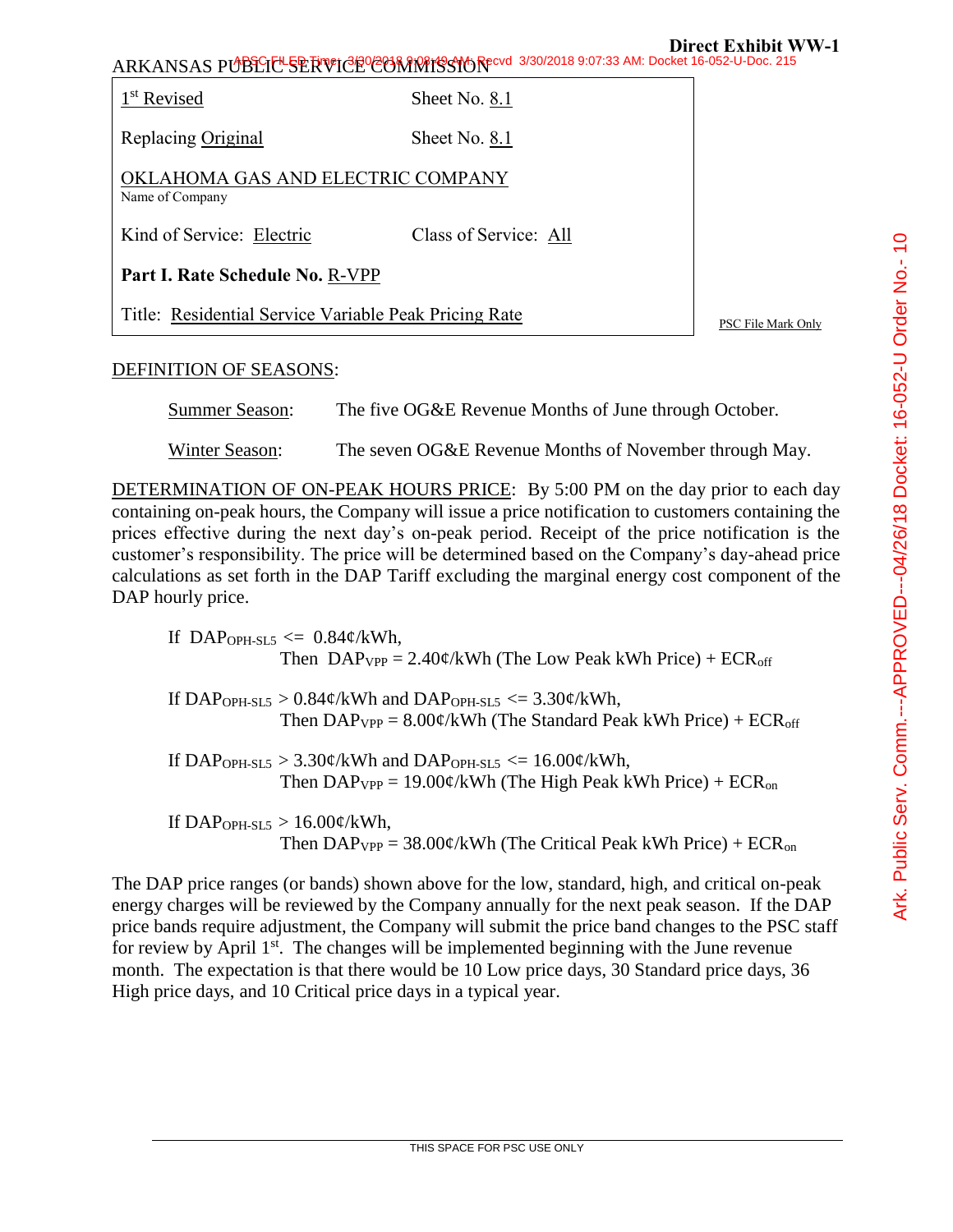**Direct Exhibit WW-1**

ARKANSAS PUBLIC SERVICE COMMISSION

| | |
|---|---|
| 1st Revised | Sheet No. 8.1 |
| Replacing Original | Sheet No. 8.1 |
| OKLAHOMA GAS AND ELECTRIC COMPANY (Name of Company) | |
| Kind of Service: Electric | Class of Service: All |
| **Part I. Rate Schedule No.** R-VPP | |
| Title: Residential Service Variable Peak Pricing Rate | |

PSC File Mark Only

DEFINITION OF SEASONS:

Summer Season: The five OG&E Revenue Months of June through October.

Winter Season: The seven OG&E Revenue Months of November through May.

DETERMINATION OF ON-PEAK HOURS PRICE: By 5:00 PM on the day prior to each day containing on-peak hours, the Company will issue a price notification to customers containing the prices effective during the next day's on-peak period. Receipt of the price notification is the customer's responsibility. The price will be determined based on the Company's day-ahead price calculations as set forth in the DAP Tariff excluding the marginal energy cost component of the DAP hourly price.

If $DAP_{OPH\text{-}SL5} <= 0.84$¢/kWh,
Then $DAP_{VPP} = 2.40$¢/kWh (The Low Peak kWh Price) + $ECR_{off}$

If $DAP_{OPH\text{-}SL5} > 0.84$¢/kWh and $DAP_{OPH\text{-}SL5} <= 3.30$¢/kWh,
Then $DAP_{VPP} = 8.00$¢/kWh (The Standard Peak kWh Price) + $ECR_{off}$

If $DAP_{OPH\text{-}SL5} > 3.30$¢/kWh and $DAP_{OPH\text{-}SL5} <= 16.00$¢/kWh,
Then $DAP_{VPP} = 19.00$¢/kWh (The High Peak kWh Price) + $ECR_{on}$

If $DAP_{OPH\text{-}SL5} > 16.00$¢/kWh,
Then $DAP_{VPP} = 38.00$¢/kWh (The Critical Peak kWh Price) + $ECR_{on}$

The DAP price ranges (or bands) shown above for the low, standard, high, and critical on-peak energy charges will be reviewed by the Company annually for the next peak season. If the DAP price bands require adjustment, the Company will submit the price band changes to the PSC staff for review by April 1st. The changes will be implemented beginning with the June revenue month. The expectation is that there would be 10 Low price days, 30 Standard price days, 36 High price days, and 10 Critical price days in a typical year.

THIS SPACE FOR PSC USE ONLY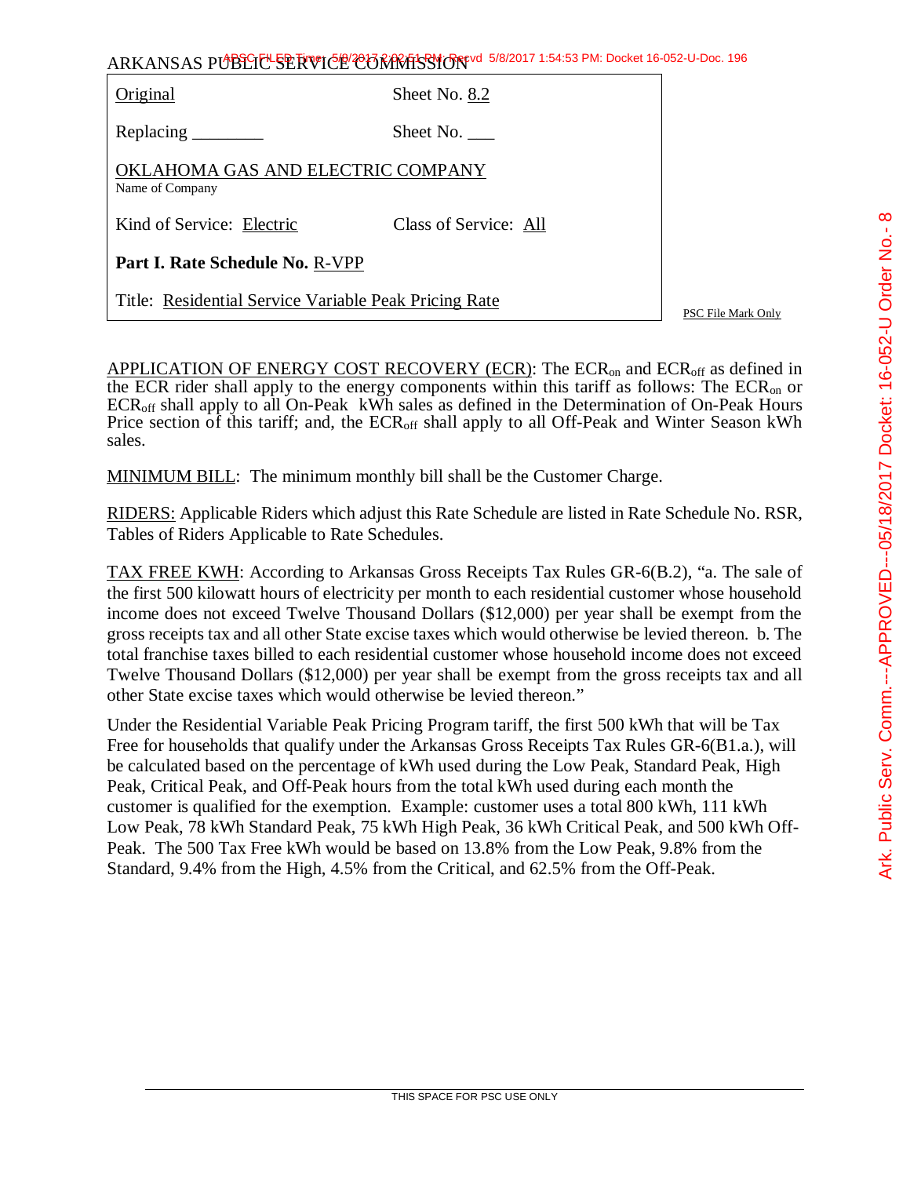ARKANSAS PUBLIC SERVICE COMMISSION

| Original | Sheet No. 8.2 |
|---|---|
| Replacing ________ | Sheet No. ___ |
| OKLAHOMA GAS AND ELECTRIC COMPANY<br>Name of Company | |
| Kind of Service: Electric | Class of Service: All |
| **Part I. Rate Schedule No.** R-VPP | |
| Title: Residential Service Variable Peak Pricing Rate | |

PSC File Mark Only

APPLICATION OF ENERGY COST RECOVERY (ECR): The $ECR_{on}$ and $ECR_{off}$ as defined in the ECR rider shall apply to the energy components within this tariff as follows: The $ECR_{on}$ or $ECR_{off}$ shall apply to all On-Peak kWh sales as defined in the Determination of On-Peak Hours Price section of this tariff; and, the $ECR_{off}$ shall apply to all Off-Peak and Winter Season kWh sales.

MINIMUM BILL: The minimum monthly bill shall be the Customer Charge.

RIDERS: Applicable Riders which adjust this Rate Schedule are listed in Rate Schedule No. RSR, Tables of Riders Applicable to Rate Schedules.

TAX FREE KWH: According to Arkansas Gross Receipts Tax Rules GR-6(B.2), "a. The sale of the first 500 kilowatt hours of electricity per month to each residential customer whose household income does not exceed Twelve Thousand Dollars ($12,000) per year shall be exempt from the gross receipts tax and all other State excise taxes which would otherwise be levied thereon. b. The total franchise taxes billed to each residential customer whose household income does not exceed Twelve Thousand Dollars ($12,000) per year shall be exempt from the gross receipts tax and all other State excise taxes which would otherwise be levied thereon."

Under the Residential Variable Peak Pricing Program tariff, the first 500 kWh that will be Tax Free for households that qualify under the Arkansas Gross Receipts Tax Rules GR-6(B1.a.), will be calculated based on the percentage of kWh used during the Low Peak, Standard Peak, High Peak, Critical Peak, and Off-Peak hours from the total kWh used during each month the customer is qualified for the exemption. Example: customer uses a total 800 kWh, 111 kWh Low Peak, 78 kWh Standard Peak, 75 kWh High Peak, 36 kWh Critical Peak, and 500 kWh Off-Peak. The 500 Tax Free kWh would be based on 13.8% from the Low Peak, 9.8% from the Standard, 9.4% from the High, 4.5% from the Critical, and 62.5% from the Off-Peak.

THIS SPACE FOR PSC USE ONLY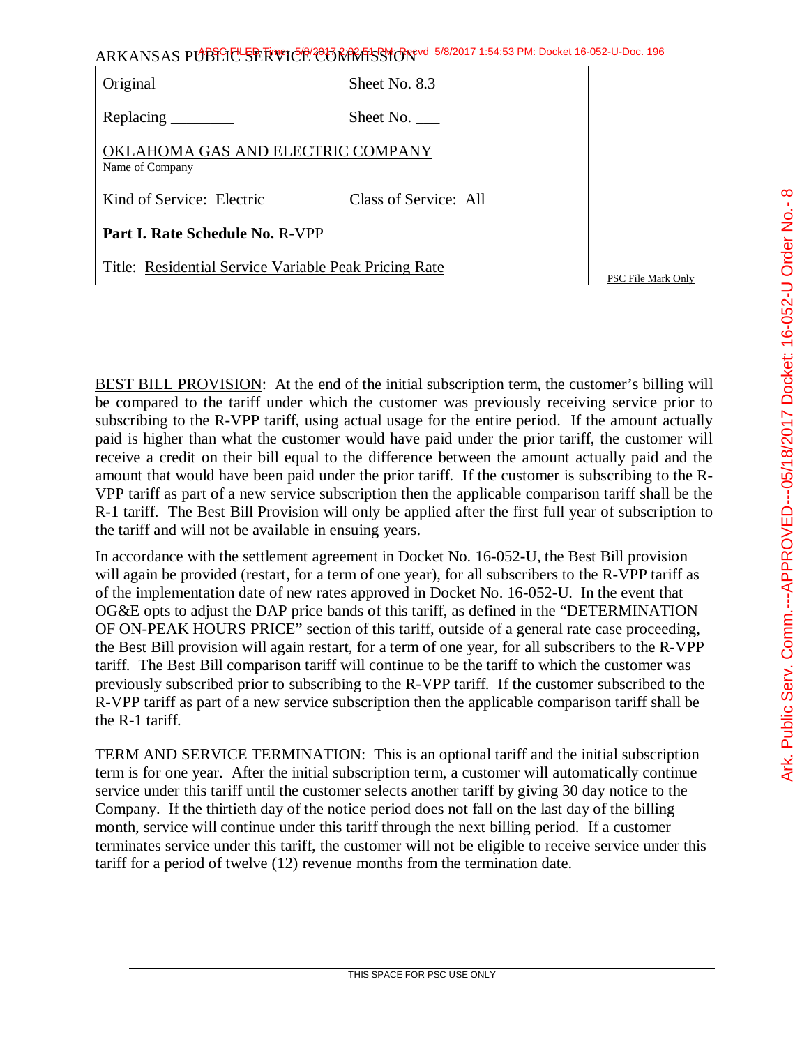ARKANSAS PUBLIC SERVICE COMMISSION

| | |
|---|---|
| Original | Sheet No. 8.3 |
| Replacing ________ | Sheet No. ___ |
| OKLAHOMA GAS AND ELECTRIC COMPANY<br>Name of Company | |
| Kind of Service: Electric | Class of Service: All |
| **Part I. Rate Schedule No.** R-VPP | |
| Title: Residential Service Variable Peak Pricing Rate | |

PSC File Mark Only

BEST BILL PROVISION: At the end of the initial subscription term, the customer's billing will be compared to the tariff under which the customer was previously receiving service prior to subscribing to the R-VPP tariff, using actual usage for the entire period. If the amount actually paid is higher than what the customer would have paid under the prior tariff, the customer will receive a credit on their bill equal to the difference between the amount actually paid and the amount that would have been paid under the prior tariff. If the customer is subscribing to the R-VPP tariff as part of a new service subscription then the applicable comparison tariff shall be the R-1 tariff. The Best Bill Provision will only be applied after the first full year of subscription to the tariff and will not be available in ensuing years.

In accordance with the settlement agreement in Docket No. 16-052-U, the Best Bill provision will again be provided (restart, for a term of one year), for all subscribers to the R-VPP tariff as of the implementation date of new rates approved in Docket No. 16-052-U. In the event that OG&E opts to adjust the DAP price bands of this tariff, as defined in the "DETERMINATION OF ON-PEAK HOURS PRICE" section of this tariff, outside of a general rate case proceeding, the Best Bill provision will again restart, for a term of one year, for all subscribers to the R-VPP tariff. The Best Bill comparison tariff will continue to be the tariff to which the customer was previously subscribed prior to subscribing to the R-VPP tariff. If the customer subscribed to the R-VPP tariff as part of a new service subscription then the applicable comparison tariff shall be the R-1 tariff.

TERM AND SERVICE TERMINATION: This is an optional tariff and the initial subscription term is for one year. After the initial subscription term, a customer will automatically continue service under this tariff until the customer selects another tariff by giving 30 day notice to the Company. If the thirtieth day of the notice period does not fall on the last day of the billing month, service will continue under this tariff through the next billing period. If a customer terminates service under this tariff, the customer will not be eligible to receive service under this tariff for a period of twelve (12) revenue months from the termination date.

THIS SPACE FOR PSC USE ONLY